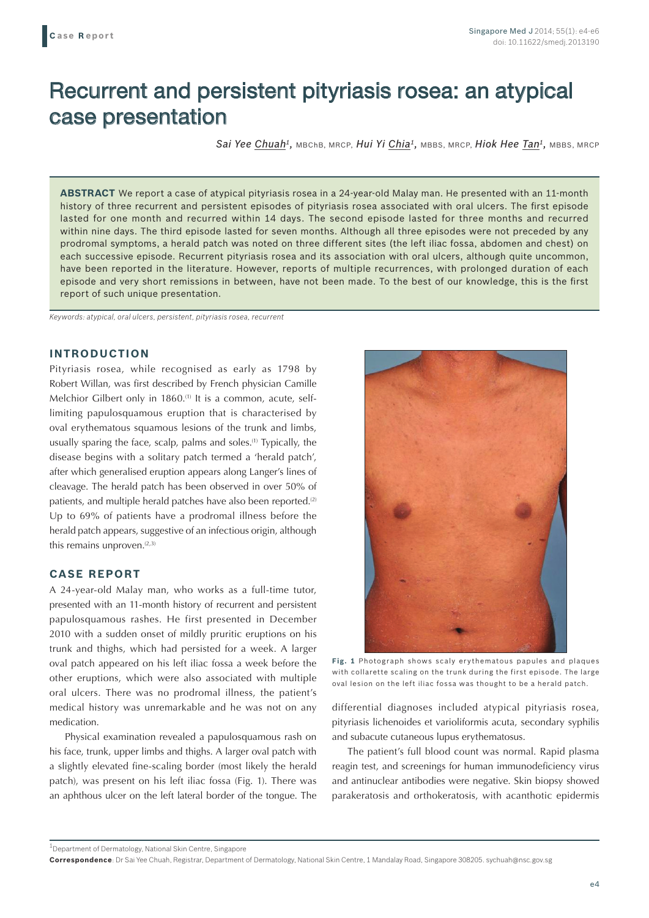Case Report

# Recurrent and persistent pityriasis rosea: an atypical case presentation

*Sai Yee Chuah*[1], MBChB, MRCP, *Hui Yi Chia*[1], MBBS, MRCP, *Hiok Hee Tan*[1], MBBS, MRCP

**ABSTRACT** We report a case of atypical pityriasis rosea in a 24-year-old Malay man. He presented with an 11-month history of three recurrent and persistent episodes of pityriasis rosea associated with oral ulcers. The first episode lasted for one month and recurred within 14 days. The second episode lasted for three months and recurred within nine days. The third episode lasted for seven months. Although all three episodes were not preceded by any prodromal symptoms, a herald patch was noted on three different sites (the left iliac fossa, abdomen and chest) on each successive episode. Recurrent pityriasis rosea and its association with oral ulcers, although quite uncommon, have been reported in the literature. However, reports of multiple recurrences, with prolonged duration of each episode and very short remissions in between, have not been made. To the best of our knowledge, this is the first report of such unique presentation.

*Keywords: atypical, oral ulcers, persistent, pityriasis rosea, recurrent*

## INTRODUCTION

Pityriasis rosea, while recognised as early as 1798 by Robert Willan, was first described by French physician Camille Melchior Gilbert only in 1860.[1] It is a common, acute, self-limiting papulosquamous eruption that is characterised by oval erythematous squamous lesions of the trunk and limbs, usually sparing the face, scalp, palms and soles.[1] Typically, the disease begins with a solitary patch termed a 'herald patch', after which generalised eruption appears along Langer's lines of cleavage. The herald patch has been observed in over 50% of patients, and multiple herald patches have also been reported.[2] Up to 69% of patients have a prodromal illness before the herald patch appears, suggestive of an infectious origin, although this remains unproven.[2,3]

## CASE REPORT

A 24-year-old Malay man, who works as a full-time tutor, presented with an 11-month history of recurrent and persistent papulosquamous rashes. He first presented in December 2010 with a sudden onset of mildly pruritic eruptions on his trunk and thighs, which had persisted for a week. A larger oval patch appeared on his left iliac fossa a week before the other eruptions, which were also associated with multiple oral ulcers. There was no prodromal illness, the patient's medical history was unremarkable and he was not on any medication.

Physical examination revealed a papulosquamous rash on his face, trunk, upper limbs and thighs. A larger oval patch with a slightly elevated fine-scaling border (most likely the herald patch), was present on his left iliac fossa (Fig. 1). There was an aphthous ulcer on the left lateral border of the tongue. The differential diagnoses included atypical pityriasis rosea, pityriasis lichenoides et varioliformis acuta, secondary syphilis and subacute cutaneous lupus erythematosus.

**Fig. 1** Photograph shows scaly erythematous papules and plaques with collarette scaling on the trunk during the first episode. The large oval lesion on the left iliac fossa was thought to be a herald patch.

The patient's full blood count was normal. Rapid plasma reagin test, and screenings for human immunodeficiency virus and antinuclear antibodies were negative. Skin biopsy showed parakeratosis and orthokeratosis, with acanthotic epidermis

[1]Department of Dermatology, National Skin Centre, Singapore

**Correspondence**: Dr Sai Yee Chuah, Registrar, Department of Dermatology, National Skin Centre, 1 Mandalay Road, Singapore 308205. sychuah@nsc.gov.sg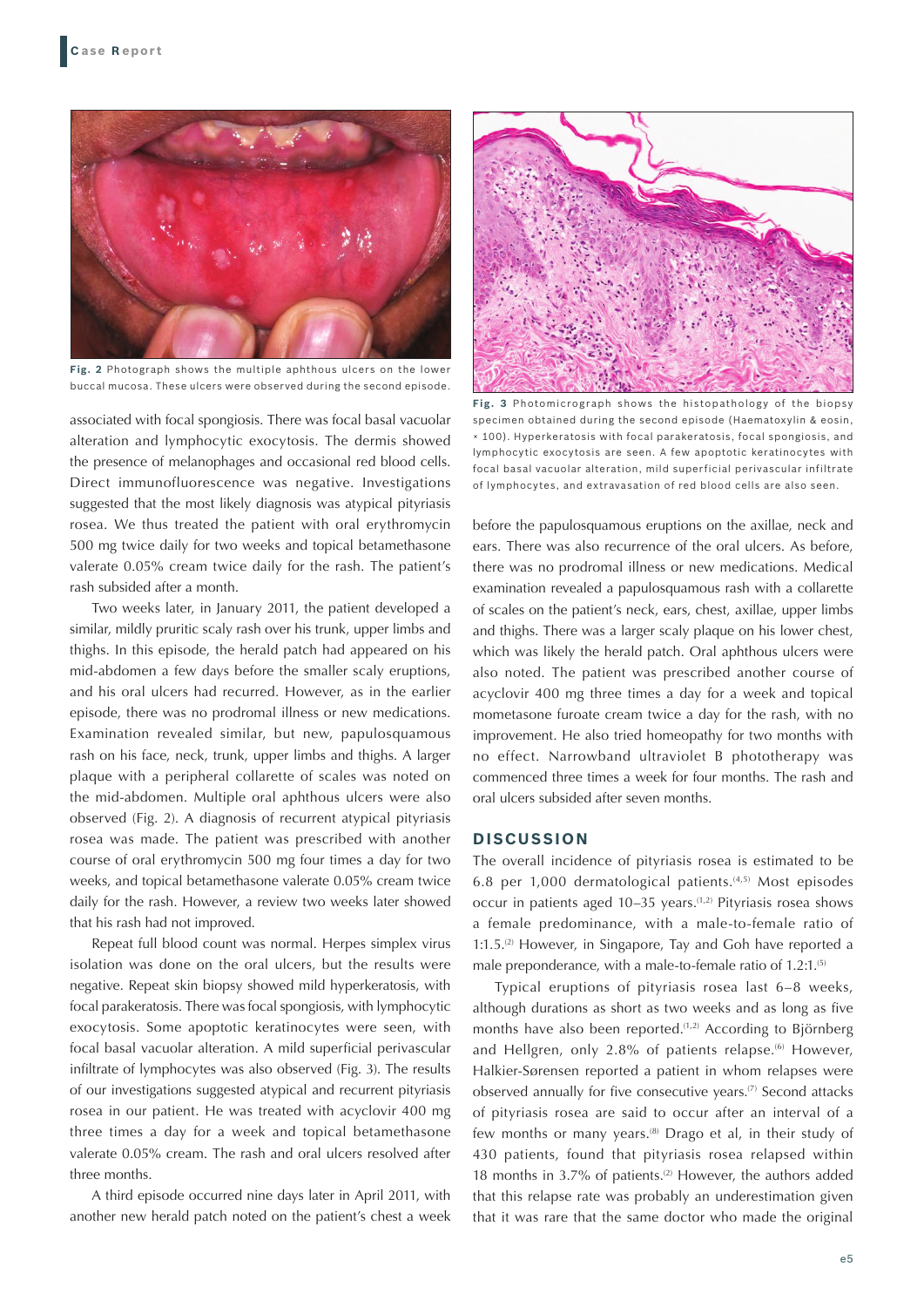Fig. 2 Photograph shows the multiple aphthous ulcers on the lower buccal mucosa. These ulcers were observed during the second episode.

associated with focal spongiosis. There was focal basal vacuolar alteration and lymphocytic exocytosis. The dermis showed the presence of melanophages and occasional red blood cells. Direct immunofluorescence was negative. Investigations suggested that the most likely diagnosis was atypical pityriasis rosea. We thus treated the patient with oral erythromycin 500 mg twice daily for two weeks and topical betamethasone valerate 0.05% cream twice daily for the rash. The patient's rash subsided after a month.

Two weeks later, in January 2011, the patient developed a similar, mildly pruritic scaly rash over his trunk, upper limbs and thighs. In this episode, the herald patch had appeared on his mid-abdomen a few days before the smaller scaly eruptions, and his oral ulcers had recurred. However, as in the earlier episode, there was no prodromal illness or new medications. Examination revealed similar, but new, papulosquamous rash on his face, neck, trunk, upper limbs and thighs. A larger plaque with a peripheral collarette of scales was noted on the mid-abdomen. Multiple oral aphthous ulcers were also observed (Fig. 2). A diagnosis of recurrent atypical pityriasis rosea was made. The patient was prescribed with another course of oral erythromycin 500 mg four times a day for two weeks, and topical betamethasone valerate 0.05% cream twice daily for the rash. However, a review two weeks later showed that his rash had not improved.

Repeat full blood count was normal. Herpes simplex virus isolation was done on the oral ulcers, but the results were negative. Repeat skin biopsy showed mild hyperkeratosis, with focal parakeratosis. There was focal spongiosis, with lymphocytic exocytosis. Some apoptotic keratinocytes were seen, with focal basal vacuolar alteration. A mild superficial perivascular infiltrate of lymphocytes was also observed (Fig. 3). The results of our investigations suggested atypical and recurrent pityriasis rosea in our patient. He was treated with acyclovir 400 mg three times a day for a week and topical betamethasone valerate 0.05% cream. The rash and oral ulcers resolved after three months.

A third episode occurred nine days later in April 2011, with another new herald patch noted on the patient's chest a week before the papulosquamous eruptions on the axillae, neck and ears. There was also recurrence of the oral ulcers. As before, there was no prodromal illness or new medications. Medical examination revealed a papulosquamous rash with a collarette of scales on the patient's neck, ears, chest, axillae, upper limbs and thighs. There was a larger scaly plaque on his lower chest, which was likely the herald patch. Oral aphthous ulcers were also noted. The patient was prescribed another course of acyclovir 400 mg three times a day for a week and topical mometasone furoate cream twice a day for the rash, with no improvement. He also tried homeopathy for two months with no effect. Narrowband ultraviolet B phototherapy was commenced three times a week for four months. The rash and oral ulcers subsided after seven months.

Fig. 3 Photomicrograph shows the histopathology of the biopsy specimen obtained during the second episode (Haematoxylin & eosin, × 100). Hyperkeratosis with focal parakeratosis, focal spongiosis, and lymphocytic exocytosis are seen. A few apoptotic keratinocytes with focal basal vacuolar alteration, mild superficial perivascular infiltrate of lymphocytes, and extravasation of red blood cells are also seen.

## DISCUSSION

The overall incidence of pityriasis rosea is estimated to be 6.8 per 1,000 dermatological patients.[4,5] Most episodes occur in patients aged 10–35 years.[1,2] Pityriasis rosea shows a female predominance, with a male-to-female ratio of 1:1.5.[2] However, in Singapore, Tay and Goh have reported a male preponderance, with a male-to-female ratio of 1.2:1.[5]

Typical eruptions of pityriasis rosea last 6–8 weeks, although durations as short as two weeks and as long as five months have also been reported.[1,2] According to Björnberg and Hellgren, only 2.8% of patients relapse.[6] However, Halkier-Sørensen reported a patient in whom relapses were observed annually for five consecutive years.[7] Second attacks of pityriasis rosea are said to occur after an interval of a few months or many years.[8] Drago et al, in their study of 430 patients, found that pityriasis rosea relapsed within 18 months in 3.7% of patients.[2] However, the authors added that this relapse rate was probably an underestimation given that it was rare that the same doctor who made the original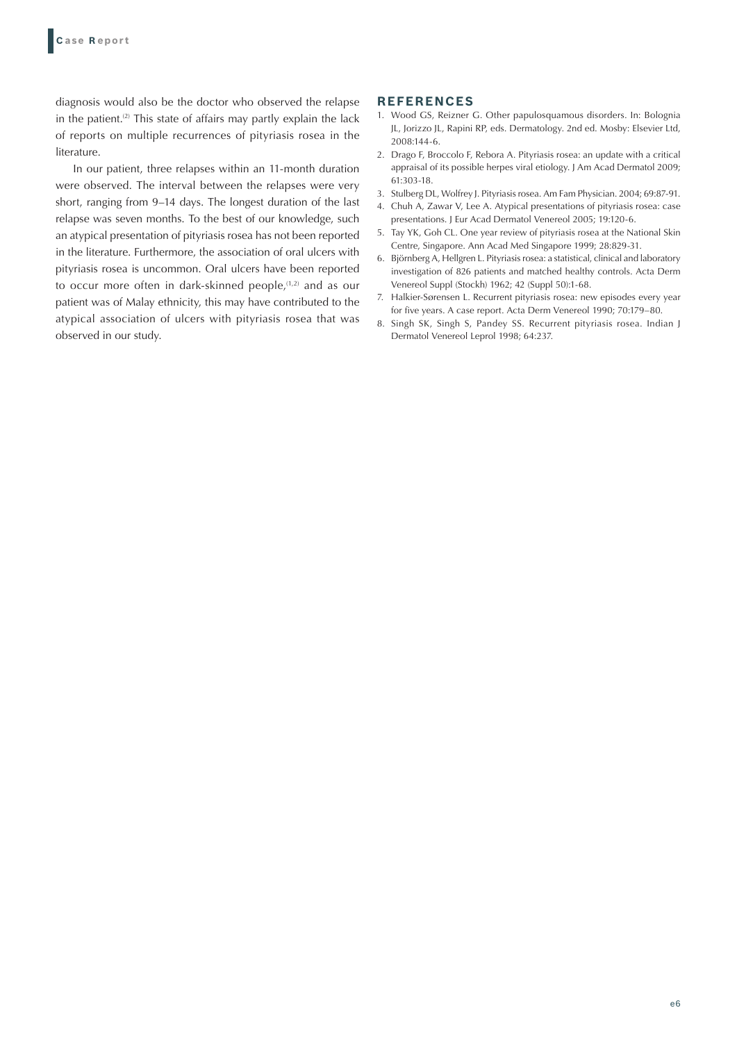diagnosis would also be the doctor who observed the relapse in the patient.[2] This state of affairs may partly explain the lack of reports on multiple recurrences of pityriasis rosea in the literature.

In our patient, three relapses within an 11-month duration were observed. The interval between the relapses were very short, ranging from 9–14 days. The longest duration of the last relapse was seven months. To the best of our knowledge, such an atypical presentation of pityriasis rosea has not been reported in the literature. Furthermore, the association of oral ulcers with pityriasis rosea is uncommon. Oral ulcers have been reported to occur more often in dark-skinned people,[1,2] and as our patient was of Malay ethnicity, this may have contributed to the atypical association of ulcers with pityriasis rosea that was observed in our study.

## REFERENCES

1. Wood GS, Reizner G. Other papulosquamous disorders. In: Bolognia JL, Jorizzo JL, Rapini RP, eds. Dermatology. 2nd ed. Mosby: Elsevier Ltd, 2008:144-6.
2. Drago F, Broccolo F, Rebora A. Pityriasis rosea: an update with a critical appraisal of its possible herpes viral etiology. J Am Acad Dermatol 2009; 61:303-18.
3. Stulberg DL, Wolfrey J. Pityriasis rosea. Am Fam Physician. 2004; 69:87-91.
4. Chuh A, Zawar V, Lee A. Atypical presentations of pityriasis rosea: case presentations. J Eur Acad Dermatol Venereol 2005; 19:120-6.
5. Tay YK, Goh CL. One year review of pityriasis rosea at the National Skin Centre, Singapore. Ann Acad Med Singapore 1999; 28:829-31.
6. Björnberg A, Hellgren L. Pityriasis rosea: a statistical, clinical and laboratory investigation of 826 patients and matched healthy controls. Acta Derm Venereol Suppl (Stockh) 1962; 42 (Suppl 50):1-68.
7. Halkier-Sørensen L. Recurrent pityriasis rosea: new episodes every year for five years. A case report. Acta Derm Venereol 1990; 70:179–80.
8. Singh SK, Singh S, Pandey SS. Recurrent pityriasis rosea. Indian J Dermatol Venereol Leprol 1998; 64:237.